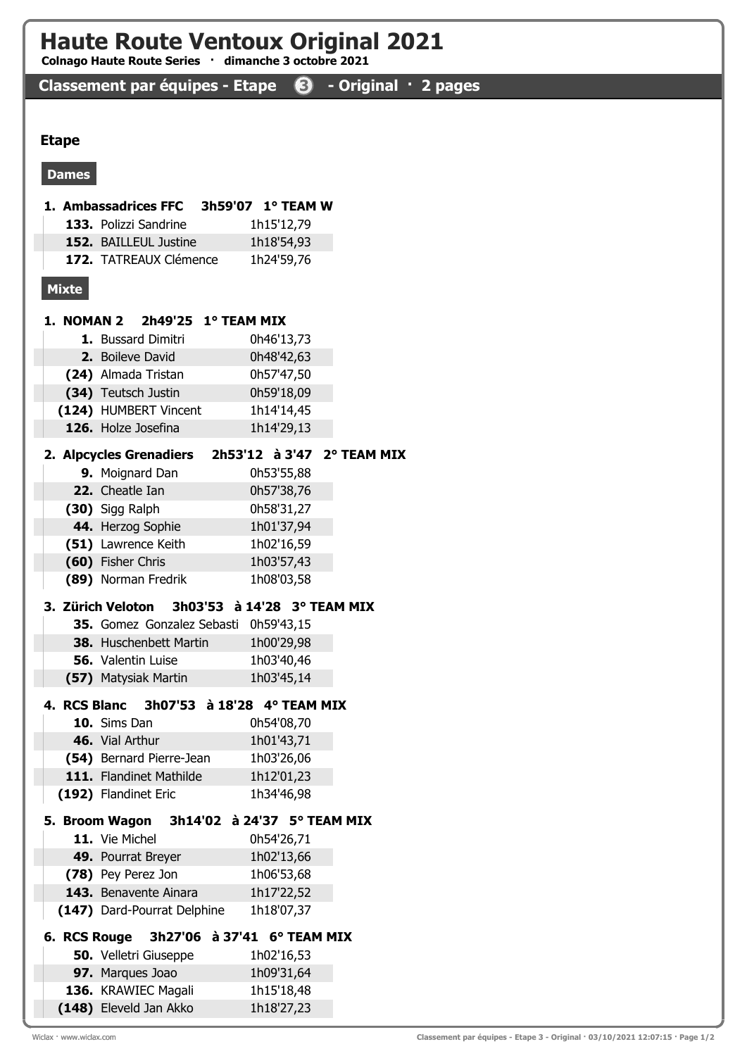# Haute Route Ventoux Original 2021

**Colnago Haute Route Series · dimanche 3 octobre 2021**

## Classement par équipes - Etape 3 - Original · 2 pages

### Etape

#### Dames

**1. Ambassadrices FFC 3h59'07 1° TEAM W**

| | | |
|---|---|---|
| **133.** | Polizzi Sandrine | 1h15'12,79 |
| **152.** | BAILLEUL Justine | 1h18'54,93 |
| **172.** | TATREAUX Clémence | 1h24'59,76 |

#### Mixte

**1. NOMAN 2 2h49'25 1° TEAM MIX**

| | | |
|---|---|---|
| **1.** | Bussard Dimitri | 0h46'13,73 |
| **2.** | Boileve David | 0h48'42,63 |
| **(24)** | Almada Tristan | 0h57'47,50 |
| **(34)** | Teutsch Justin | 0h59'18,09 |
| **(124)** | HUMBERT Vincent | 1h14'14,45 |
| **126.** | Holze Josefina | 1h14'29,13 |

**2. Alpcycles Grenadiers 2h53'12 à 3'47 2° TEAM MIX**

| | | |
|---|---|---|
| **9.** | Moignard Dan | 0h53'55,88 |
| **22.** | Cheatle Ian | 0h57'38,76 |
| **(30)** | Sigg Ralph | 0h58'31,27 |
| **44.** | Herzog Sophie | 1h01'37,94 |
| **(51)** | Lawrence Keith | 1h02'16,59 |
| **(60)** | Fisher Chris | 1h03'57,43 |
| **(89)** | Norman Fredrik | 1h08'03,58 |

**3. Zürich Veloton 3h03'53 à 14'28 3° TEAM MIX**

| | | |
|---|---|---|
| **35.** | Gomez Gonzalez Sebasti | 0h59'43,15 |
| **38.** | Huschenbett Martin | 1h00'29,98 |
| **56.** | Valentin Luise | 1h03'40,46 |
| **(57)** | Matysiak Martin | 1h03'45,14 |

**4. RCS Blanc 3h07'53 à 18'28 4° TEAM MIX**

| | | |
|---|---|---|
| **10.** | Sims Dan | 0h54'08,70 |
| **46.** | Vial Arthur | 1h01'43,71 |
| **(54)** | Bernard Pierre-Jean | 1h03'26,06 |
| **111.** | Flandinet Mathilde | 1h12'01,23 |
| **(192)** | Flandinet Eric | 1h34'46,98 |

**5. Broom Wagon 3h14'02 à 24'37 5° TEAM MIX**

| | | |
|---|---|---|
| **11.** | Vie Michel | 0h54'26,71 |
| **49.** | Pourrat Breyer | 1h02'13,66 |
| **(78)** | Pey Perez Jon | 1h06'53,68 |
| **143.** | Benavente Ainara | 1h17'22,52 |
| **(147)** | Dard-Pourrat Delphine | 1h18'07,37 |

**6. RCS Rouge 3h27'06 à 37'41 6° TEAM MIX**

| | | |
|---|---|---|
| **50.** | Velletri Giuseppe | 1h02'16,53 |
| **97.** | Marques Joao | 1h09'31,64 |
| **136.** | KRAWIEC Magali | 1h15'18,48 |
| **(148)** | Eleveld Jan Akko | 1h18'27,23 |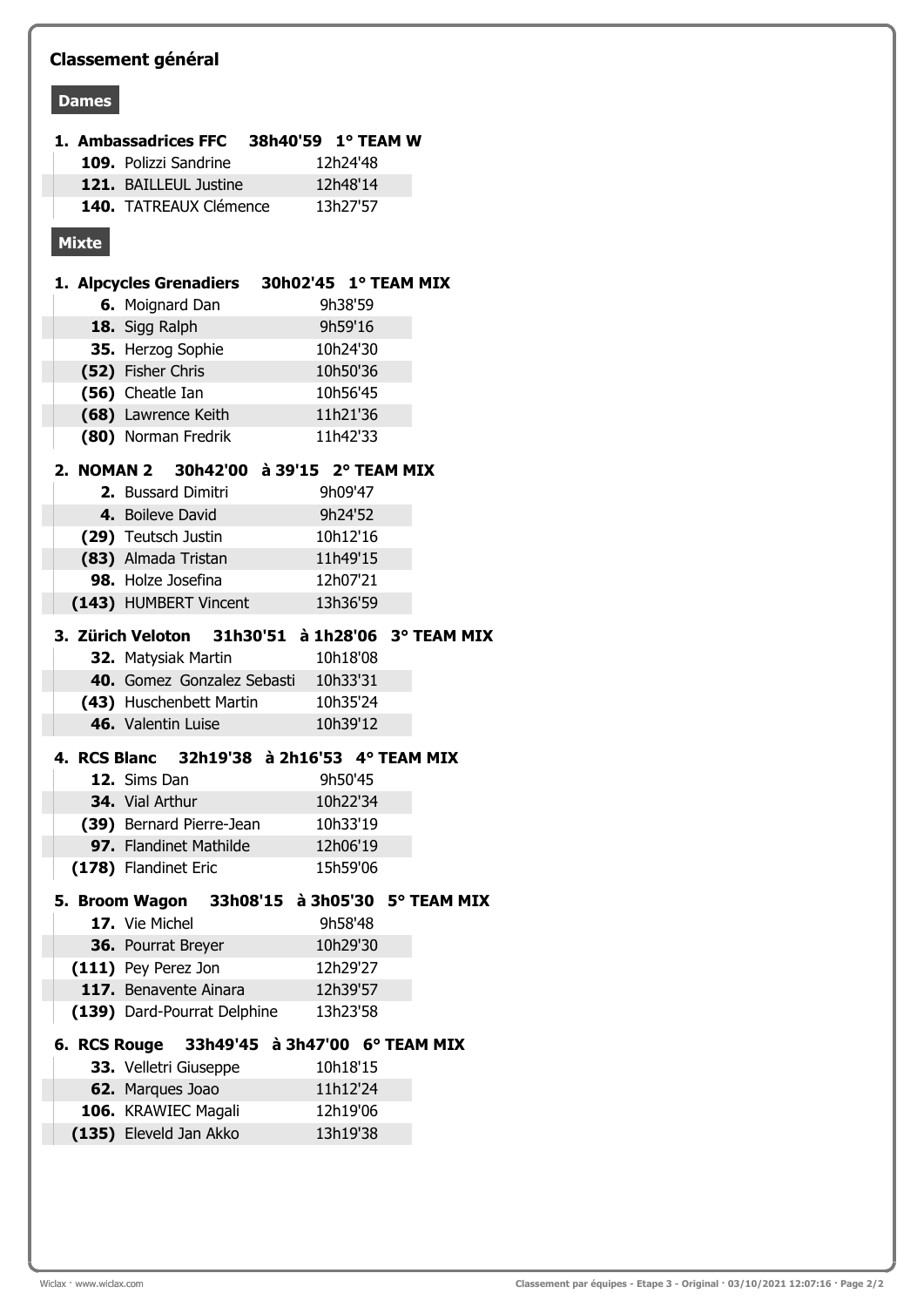## Classement général

### Dames

**1. Ambassadrices FFC 38h40'59 1° TEAM W**

| | | |
|---|---|---|
| **109.** | Polizzi Sandrine | 12h24'48 |
| **121.** | BAILLEUL Justine | 12h48'14 |
| **140.** | TATREAUX Clémence | 13h27'57 |

### Mixte

**1. Alpcycles Grenadiers 30h02'45 1° TEAM MIX**

| | | |
|---|---|---|
| **6.** | Moignard Dan | 9h38'59 |
| **18.** | Sigg Ralph | 9h59'16 |
| **35.** | Herzog Sophie | 10h24'30 |
| **(52)** | Fisher Chris | 10h50'36 |
| **(56)** | Cheatle Ian | 10h56'45 |
| **(68)** | Lawrence Keith | 11h21'36 |
| **(80)** | Norman Fredrik | 11h42'33 |

**2. NOMAN 2 30h42'00 à 39'15 2° TEAM MIX**

| | | |
|---|---|---|
| **2.** | Bussard Dimitri | 9h09'47 |
| **4.** | Boileve David | 9h24'52 |
| **(29)** | Teutsch Justin | 10h12'16 |
| **(83)** | Almada Tristan | 11h49'15 |
| **98.** | Holze Josefina | 12h07'21 |
| **(143)** | HUMBERT Vincent | 13h36'59 |

**3. Zürich Veloton 31h30'51 à 1h28'06 3° TEAM MIX**

| | | |
|---|---|---|
| **32.** | Matysiak Martin | 10h18'08 |
| **40.** | Gomez Gonzalez Sebasti | 10h33'31 |
| **(43)** | Huschenbett Martin | 10h35'24 |
| **46.** | Valentin Luise | 10h39'12 |

**4. RCS Blanc 32h19'38 à 2h16'53 4° TEAM MIX**

| | | |
|---|---|---|
| **12.** | Sims Dan | 9h50'45 |
| **34.** | Vial Arthur | 10h22'34 |
| **(39)** | Bernard Pierre-Jean | 10h33'19 |
| **97.** | Flandinet Mathilde | 12h06'19 |
| **(178)** | Flandinet Eric | 15h59'06 |

**5. Broom Wagon 33h08'15 à 3h05'30 5° TEAM MIX**

| | | |
|---|---|---|
| **17.** | Vie Michel | 9h58'48 |
| **36.** | Pourrat Breyer | 10h29'30 |
| **(111)** | Pey Perez Jon | 12h29'27 |
| **117.** | Benavente Ainara | 12h39'57 |
| **(139)** | Dard-Pourrat Delphine | 13h23'58 |

**6. RCS Rouge 33h49'45 à 3h47'00 6° TEAM MIX**

| | | |
|---|---|---|
| **33.** | Velletri Giuseppe | 10h18'15 |
| **62.** | Marques Joao | 11h12'24 |
| **106.** | KRAWIEC Magali | 12h19'06 |
| **(135)** | Eleveld Jan Akko | 13h19'38 |